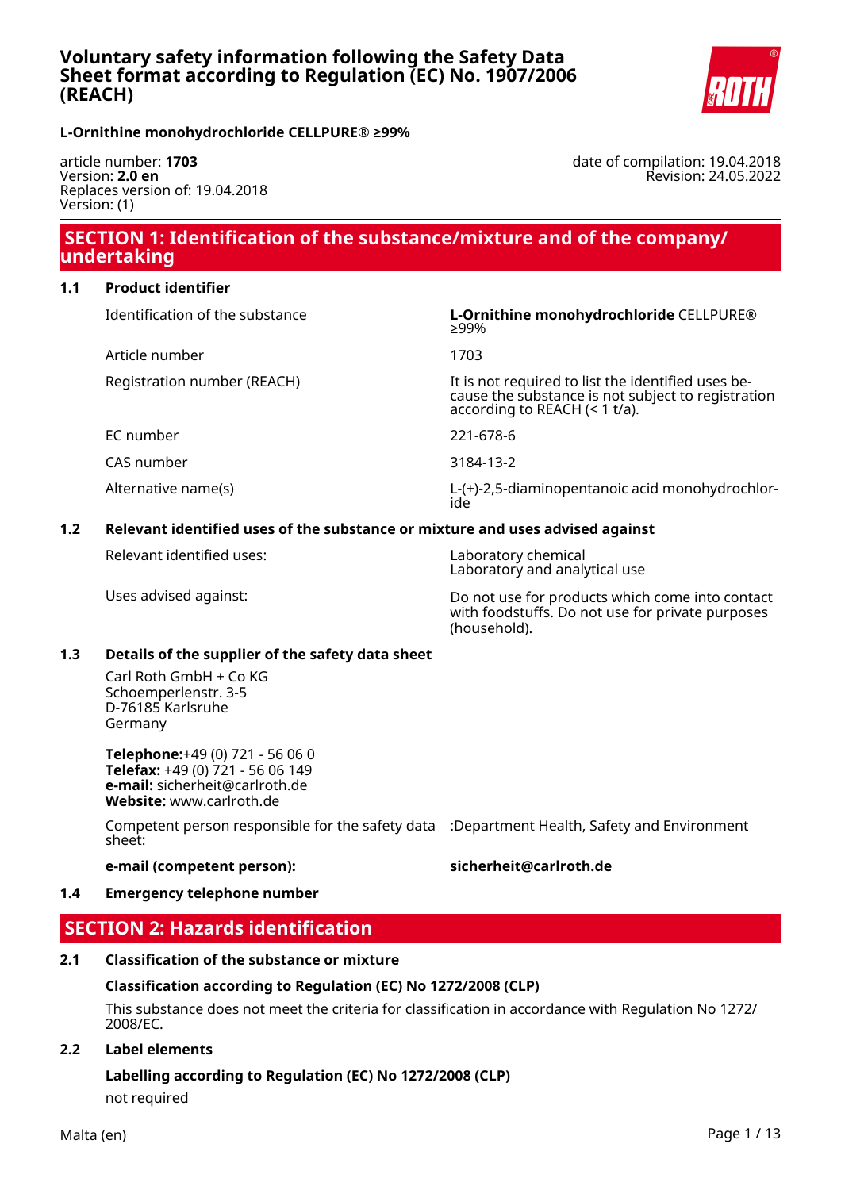# Voluntary safety information following the Safety Data Sheet format according to Regulation (EC) No. 1907/2006 (REACH)

**L-Ornithine monohydrochloride CELLPURE® ≥99%**

article number: **1703**
Version: **2.0 en**
Replaces version of: 19.04.2018
Version: (1)

date of compilation: 19.04.2018
Revision: 24.05.2022

## SECTION 1: Identification of the substance/mixture and of the company/undertaking

### 1.1 Product identifier

| | |
|---|---|
| Identification of the substance | **L-Ornithine monohydrochloride** CELLPURE® ≥99% |
| Article number | 1703 |
| Registration number (REACH) | It is not required to list the identified uses because the substance is not subject to registration according to REACH (< 1 t/a). |
| EC number | 221-678-6 |
| CAS number | 3184-13-2 |
| Alternative name(s) | L-(+)-2,5-diaminopentanoic acid monohydrochloride |

### 1.2 Relevant identified uses of the substance or mixture and uses advised against

| | |
|---|---|
| Relevant identified uses: | Laboratory chemical<br>Laboratory and analytical use |
| Uses advised against: | Do not use for products which come into contact with foodstuffs. Do not use for private purposes (household). |

### 1.3 Details of the supplier of the safety data sheet

Carl Roth GmbH + Co KG
Schoemperlenstr. 3-5
D-76185 Karlsruhe
Germany

**Telephone:**+49 (0) 721 - 56 06 0
**Telefax:** +49 (0) 721 - 56 06 149
**e-mail:** sicherheit@carlroth.de
**Website:** www.carlroth.de

Competent person responsible for the safety data sheet: :Department Health, Safety and Environment

**e-mail (competent person):** **sicherheit@carlroth.de**

### 1.4 Emergency telephone number

## SECTION 2: Hazards identification

### 2.1 Classification of the substance or mixture

**Classification according to Regulation (EC) No 1272/2008 (CLP)**

This substance does not meet the criteria for classification in accordance with Regulation No 1272/2008/EC.

### 2.2 Label elements

**Labelling according to Regulation (EC) No 1272/2008 (CLP)**

not required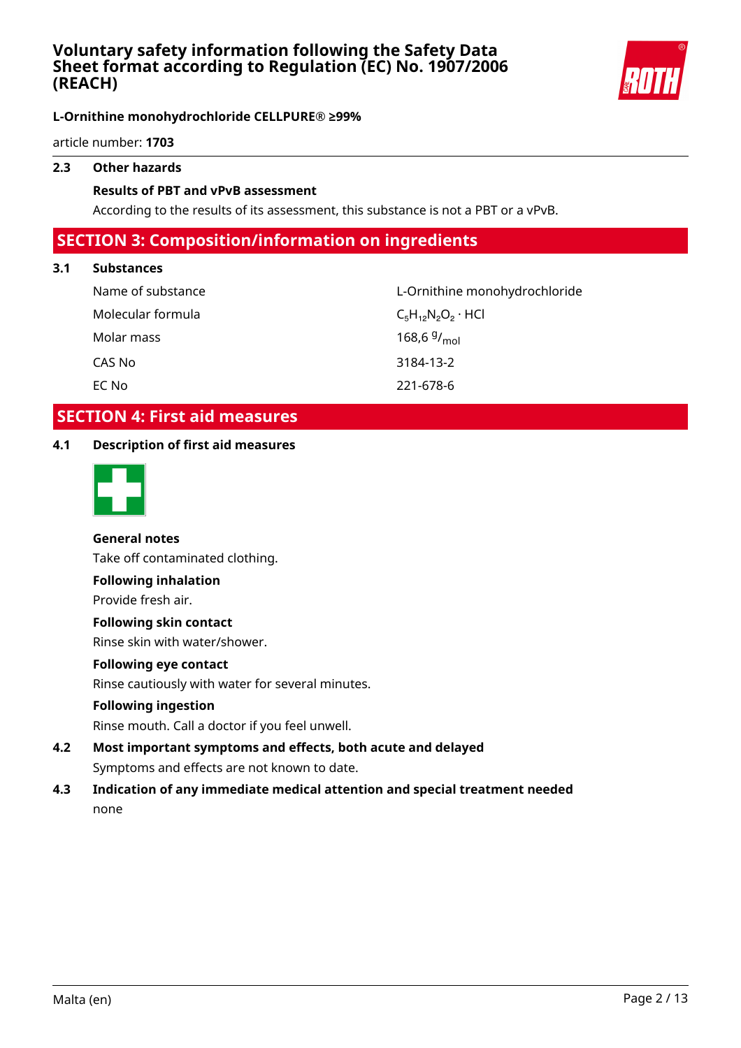### 2.3 Other hazards

**Results of PBT and vPvB assessment**

According to the results of its assessment, this substance is not a PBT or a vPvB.

## SECTION 3: Composition/information on ingredients

### 3.1 Substances

| | |
|---|---|
| Name of substance | L-Ornithine monohydrochloride |
| Molecular formula | $C_5H_{12}N_2O_2 \cdot HCl$ |
| Molar mass | 168,6 $^{g}/_{mol}$ |
| CAS No | 3184-13-2 |
| EC No | 221-678-6 |

## SECTION 4: First aid measures

### 4.1 Description of first aid measures

**General notes**

Take off contaminated clothing.

**Following inhalation**

Provide fresh air.

**Following skin contact**

Rinse skin with water/shower.

**Following eye contact**

Rinse cautiously with water for several minutes.

**Following ingestion**

Rinse mouth. Call a doctor if you feel unwell.

### 4.2 Most important symptoms and effects, both acute and delayed

Symptoms and effects are not known to date.

### 4.3 Indication of any immediate medical attention and special treatment needed

none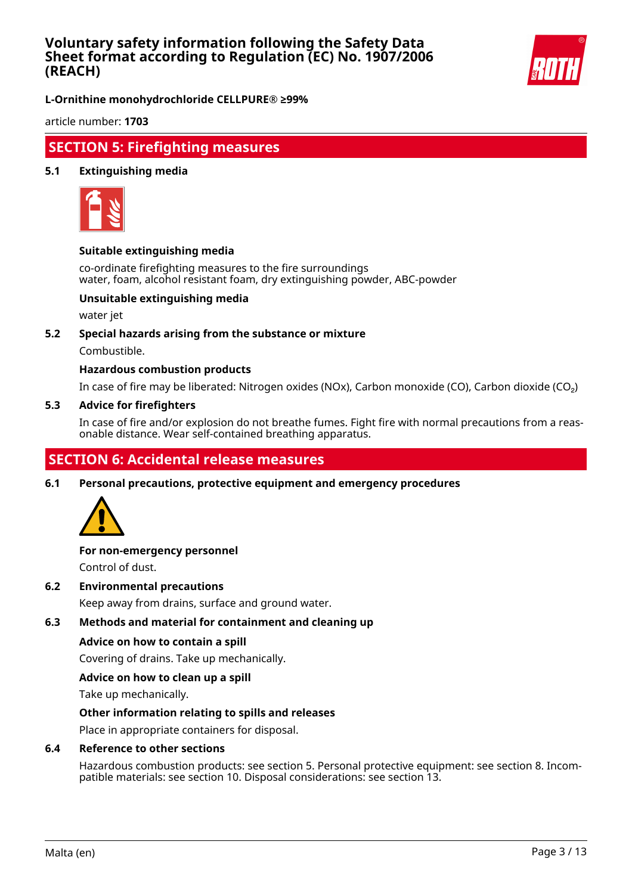## SECTION 5: Firefighting measures

### 5.1 Extinguishing media

**Suitable extinguishing media**

co-ordinate firefighting measures to the fire surroundings
water, foam, alcohol resistant foam, dry extinguishing powder, ABC-powder

**Unsuitable extinguishing media**

water jet

### 5.2 Special hazards arising from the substance or mixture

Combustible.

**Hazardous combustion products**

In case of fire may be liberated: Nitrogen oxides (NOx), Carbon monoxide (CO), Carbon dioxide ($CO_2$)

### 5.3 Advice for firefighters

In case of fire and/or explosion do not breathe fumes. Fight fire with normal precautions from a reasonable distance. Wear self-contained breathing apparatus.

## SECTION 6: Accidental release measures

### 6.1 Personal precautions, protective equipment and emergency procedures

**For non-emergency personnel**

Control of dust.

### 6.2 Environmental precautions

Keep away from drains, surface and ground water.

### 6.3 Methods and material for containment and cleaning up

**Advice on how to contain a spill**

Covering of drains. Take up mechanically.

**Advice on how to clean up a spill**

Take up mechanically.

**Other information relating to spills and releases**

Place in appropriate containers for disposal.

### 6.4 Reference to other sections

Hazardous combustion products: see section 5. Personal protective equipment: see section 8. Incompatible materials: see section 10. Disposal considerations: see section 13.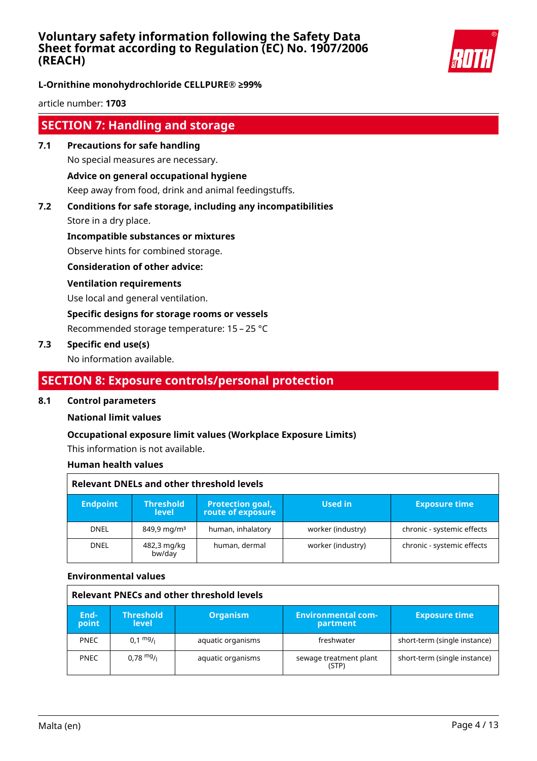## SECTION 7: Handling and storage

### 7.1 Precautions for safe handling

No special measures are necessary.

**Advice on general occupational hygiene**

Keep away from food, drink and animal feedingstuffs.

### 7.2 Conditions for safe storage, including any incompatibilities

Store in a dry place.

**Incompatible substances or mixtures**

Observe hints for combined storage.

**Consideration of other advice:**

**Ventilation requirements**

Use local and general ventilation.

**Specific designs for storage rooms or vessels**

Recommended storage temperature: 15 – 25 °C

### 7.3 Specific end use(s)

No information available.

## SECTION 8: Exposure controls/personal protection

### 8.1 Control parameters

**National limit values**

**Occupational exposure limit values (Workplace Exposure Limits)**

This information is not available.

**Human health values**

**Relevant DNELs and other threshold levels**

| Endpoint | Threshold level | Protection goal, route of exposure | Used in | Exposure time |
|---|---|---|---|---|
| DNEL | 849,9 mg/m³ | human, inhalatory | worker (industry) | chronic - systemic effects |
| DNEL | 482,3 mg/kg bw/day | human, dermal | worker (industry) | chronic - systemic effects |

**Environmental values**

**Relevant PNECs and other threshold levels**

| End-point | Threshold level | Organism | Environmental com-partment | Exposure time |
|---|---|---|---|---|
| PNEC | 0,1 $^{mg}/_{l}$ | aquatic organisms | freshwater | short-term (single instance) |
| PNEC | 0,78 $^{mg}/_{l}$ | aquatic organisms | sewage treatment plant (STP) | short-term (single instance) |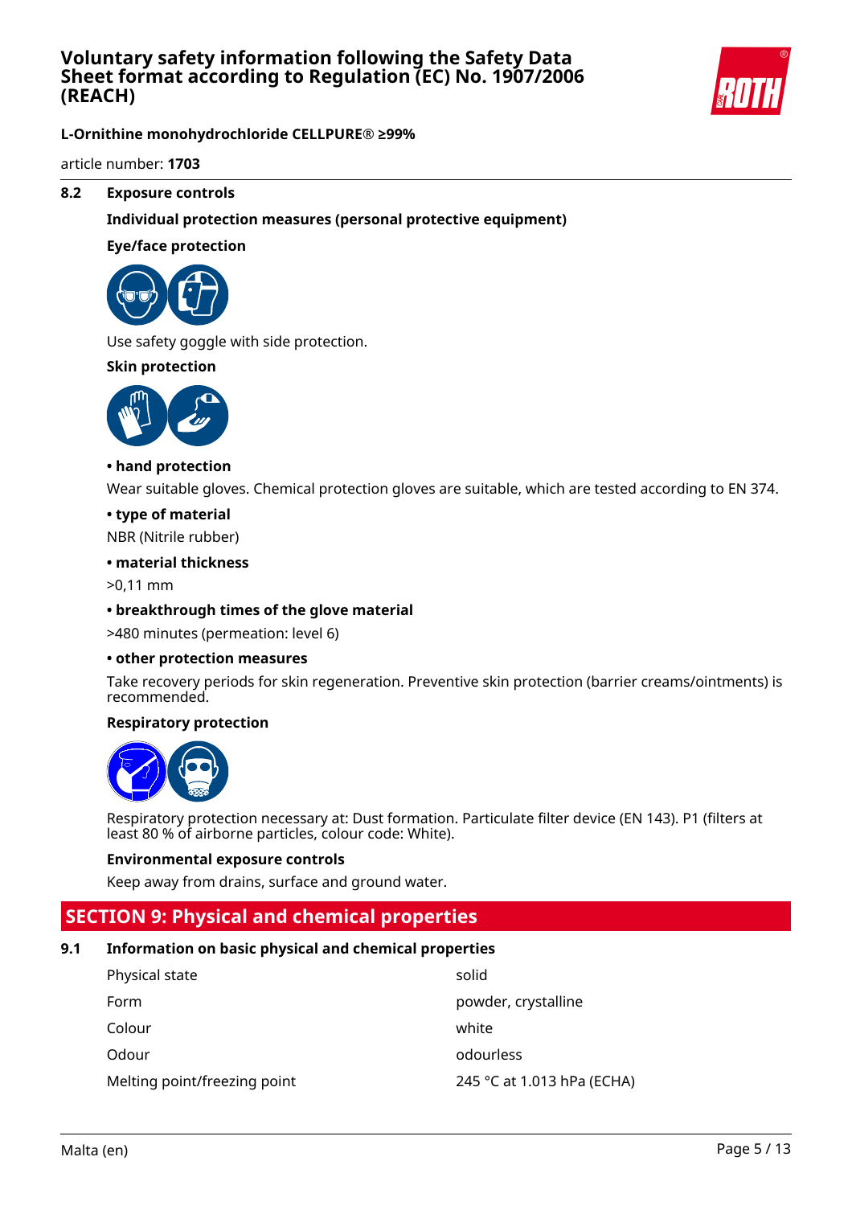### 8.2 Exposure controls

**Individual protection measures (personal protective equipment)**

**Eye/face protection**

Use safety goggle with side protection.

**Skin protection**

**• hand protection**

Wear suitable gloves. Chemical protection gloves are suitable, which are tested according to EN 374.

**• type of material**

NBR (Nitrile rubber)

**• material thickness**

>0,11 mm

**• breakthrough times of the glove material**

>480 minutes (permeation: level 6)

**• other protection measures**

Take recovery periods for skin regeneration. Preventive skin protection (barrier creams/ointments) is recommended.

**Respiratory protection**

Respiratory protection necessary at: Dust formation. Particulate filter device (EN 143). P1 (filters at least 80 % of airborne particles, colour code: White).

**Environmental exposure controls**

Keep away from drains, surface and ground water.

## SECTION 9: Physical and chemical properties

### 9.1 Information on basic physical and chemical properties

| | |
|---|---|
| Physical state | solid |
| Form | powder, crystalline |
| Colour | white |
| Odour | odourless |
| Melting point/freezing point | 245 °C at 1.013 hPa (ECHA) |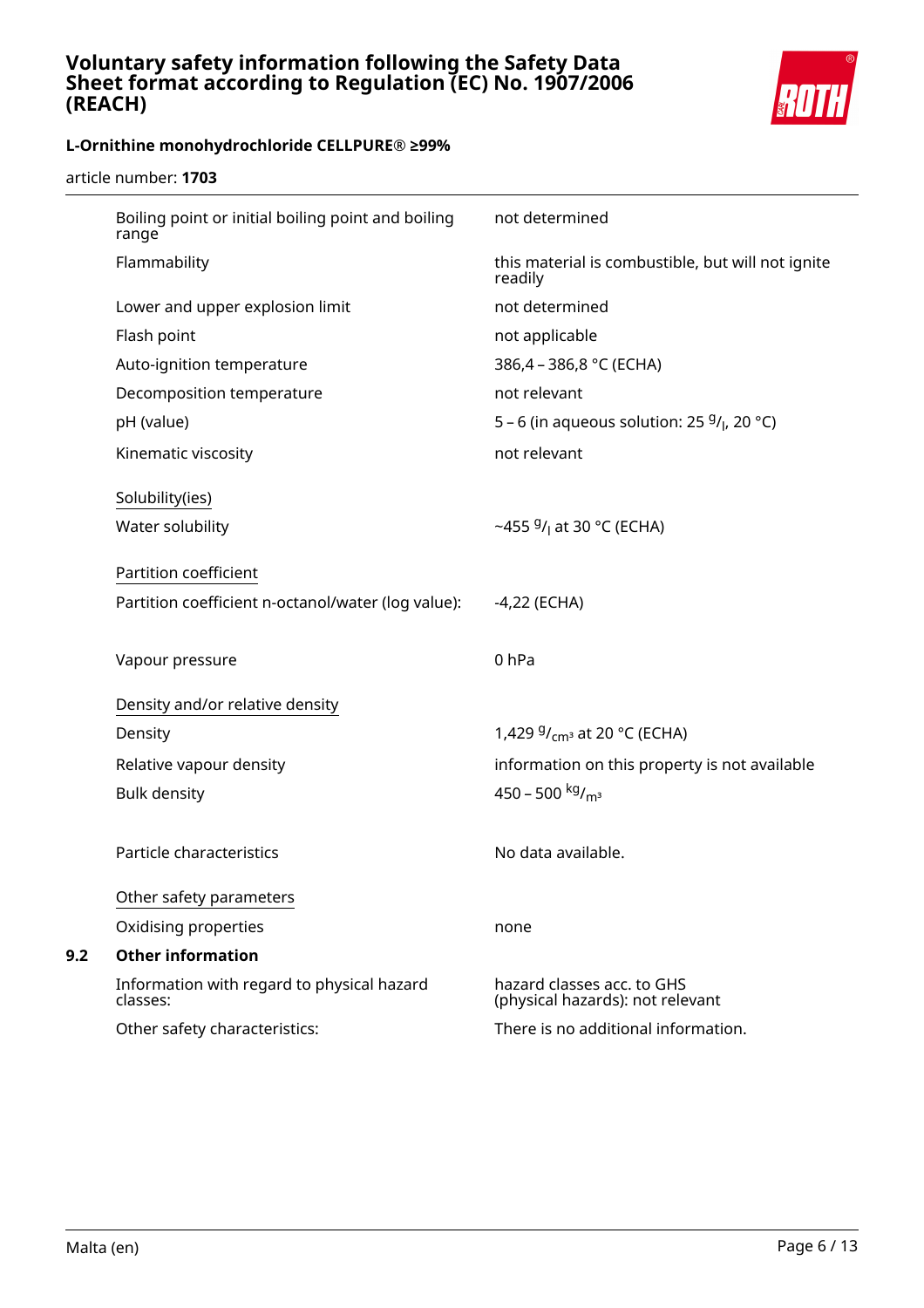| | |
|---|---|
| Boiling point or initial boiling point and boiling range | not determined |
| Flammability | this material is combustible, but will not ignite readily |
| Lower and upper explosion limit | not determined |
| Flash point | not applicable |
| Auto-ignition temperature | 386,4 – 386,8 °C (ECHA) |
| Decomposition temperature | not relevant |
| pH (value) | 5 – 6 (in aqueous solution: 25 $^{g}/_{l}$, 20 °C) |
| Kinematic viscosity | not relevant |

<u>Solubility(ies)</u>

| | |
|---|---|
| Water solubility | ~455 $^{g}/_{l}$ at 30 °C (ECHA) |

<u>Partition coefficient</u>

| | |
|---|---|
| Partition coefficient n-octanol/water (log value): | -4,22 (ECHA) |
| Vapour pressure | 0 hPa |

<u>Density and/or relative density</u>

| | |
|---|---|
| Density | 1,429 $^{g}/_{cm^3}$ at 20 °C (ECHA) |
| Relative vapour density | information on this property is not available |
| Bulk density | 450 – 500 $^{kg}/_{m^3}$ |
| Particle characteristics | No data available. |

<u>Other safety parameters</u>

| | |
|---|---|
| Oxidising properties | none |

## 9.2 Other information

| | |
|---|---|
| Information with regard to physical hazard classes: | hazard classes acc. to GHS (physical hazards): not relevant |
| Other safety characteristics: | There is no additional information. |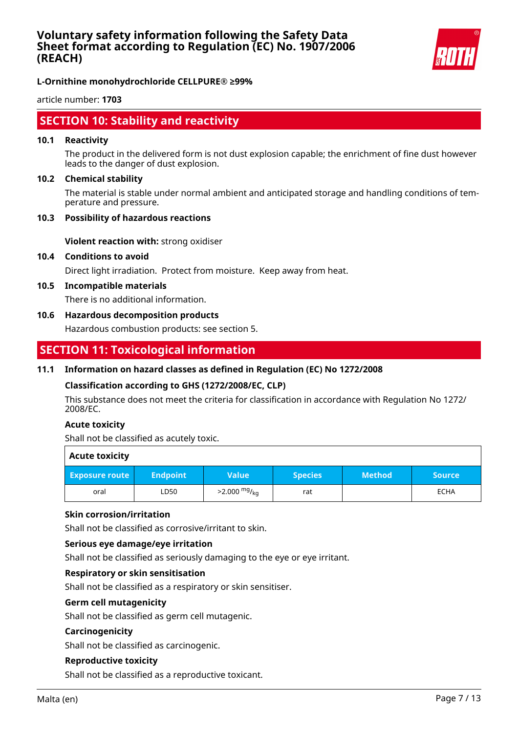L-Ornithine monohydrochloride CELLPURE® ≥99%

article number: **1703**

## SECTION 10: Stability and reactivity

### 10.1 Reactivity

The product in the delivered form is not dust explosion capable; the enrichment of fine dust however leads to the danger of dust explosion.

### 10.2 Chemical stability

The material is stable under normal ambient and anticipated storage and handling conditions of temperature and pressure.

### 10.3 Possibility of hazardous reactions

**Violent reaction with:** strong oxidiser

### 10.4 Conditions to avoid

Direct light irradiation. Protect from moisture. Keep away from heat.

### 10.5 Incompatible materials

There is no additional information.

### 10.6 Hazardous decomposition products

Hazardous combustion products: see section 5.

## SECTION 11: Toxicological information

### 11.1 Information on hazard classes as defined in Regulation (EC) No 1272/2008

**Classification according to GHS (1272/2008/EC, CLP)**

This substance does not meet the criteria for classification in accordance with Regulation No 1272/ 2008/EC.

**Acute toxicity**

Shall not be classified as acutely toxic.

| Acute toxicity | | | | | |
|---|---|---|---|---|---|
| **Exposure route** | **Endpoint** | **Value** | **Species** | **Method** | **Source** |
| oral | LD50 | >2.000 $^{mg}/_{kg}$ | rat | | ECHA |

**Skin corrosion/irritation**

Shall not be classified as corrosive/irritant to skin.

**Serious eye damage/eye irritation**

Shall not be classified as seriously damaging to the eye or eye irritant.

**Respiratory or skin sensitisation**

Shall not be classified as a respiratory or skin sensitiser.

**Germ cell mutagenicity**

Shall not be classified as germ cell mutagenic.

**Carcinogenicity**

Shall not be classified as carcinogenic.

**Reproductive toxicity**

Shall not be classified as a reproductive toxicant.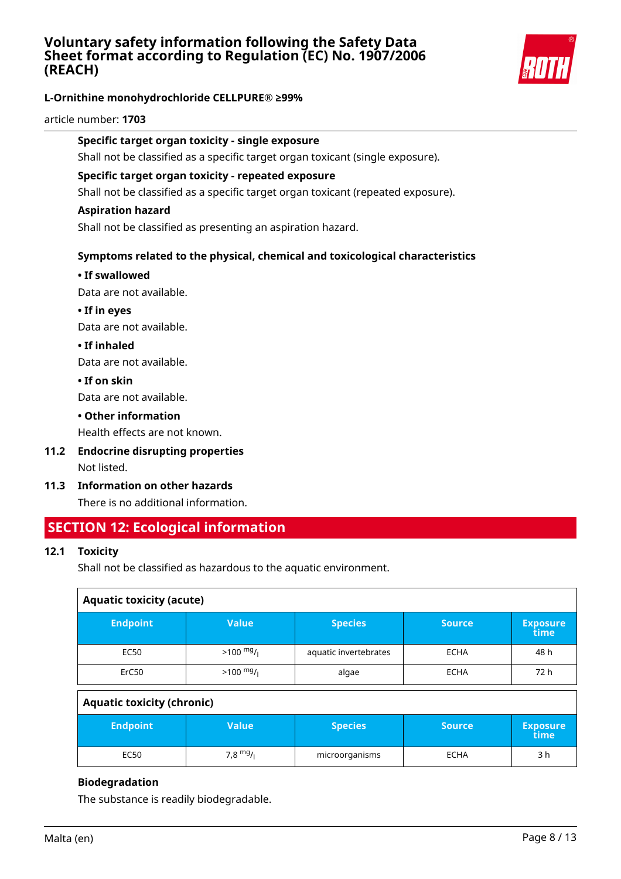**Specific target organ toxicity - single exposure**

Shall not be classified as a specific target organ toxicant (single exposure).

**Specific target organ toxicity - repeated exposure**

Shall not be classified as a specific target organ toxicant (repeated exposure).

**Aspiration hazard**

Shall not be classified as presenting an aspiration hazard.

**Symptoms related to the physical, chemical and toxicological characteristics**

**• If swallowed**

Data are not available.

**• If in eyes**

Data are not available.

**• If inhaled**

Data are not available.

**• If on skin**

Data are not available.

**• Other information**

Health effects are not known.

**11.2 Endocrine disrupting properties**

Not listed.

**11.3 Information on other hazards**

There is no additional information.

## SECTION 12: Ecological information

**12.1 Toxicity**

Shall not be classified as hazardous to the aquatic environment.

**Aquatic toxicity (acute)**

| Endpoint | Value | Species | Source | Exposure time |
|---|---|---|---|---|
| EC50 | >100 $^{mg}/_{l}$ | aquatic invertebrates | ECHA | 48 h |
| ErC50 | >100 $^{mg}/_{l}$ | algae | ECHA | 72 h |

**Aquatic toxicity (chronic)**

| Endpoint | Value | Species | Source | Exposure time |
|---|---|---|---|---|
| EC50 | 7,8 $^{mg}/_{l}$ | microorganisms | ECHA | 3 h |

**Biodegradation**

The substance is readily biodegradable.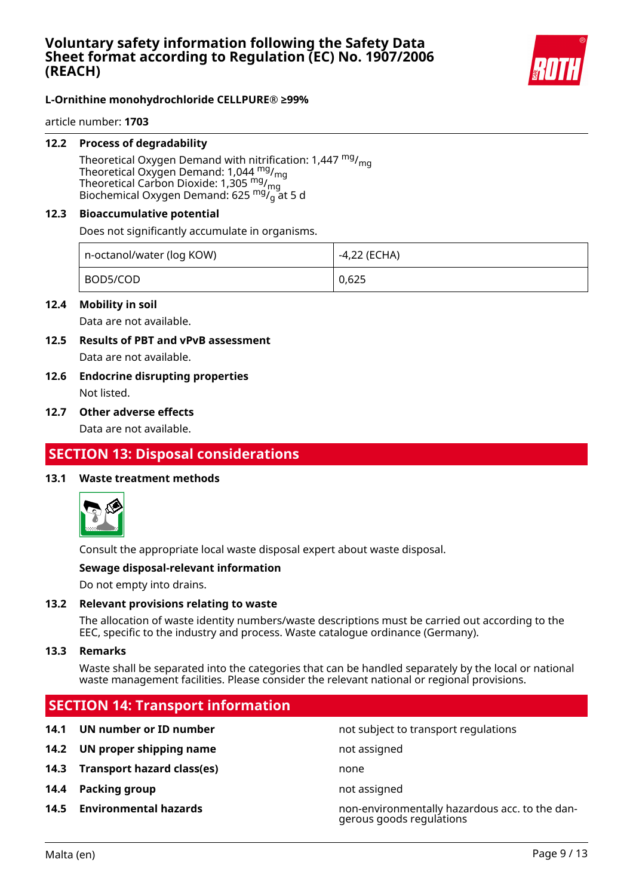**12.2 Process of degradability**

Theoretical Oxygen Demand with nitrification: 1,447 $^{mg}/_{mg}$
Theoretical Oxygen Demand: 1,044 $^{mg}/_{mg}$
Theoretical Carbon Dioxide: 1,305 $^{mg}/_{mg}$
Biochemical Oxygen Demand: 625 $^{mg}/_{g}$ at 5 d

**12.3 Bioaccumulative potential**

Does not significantly accumulate in organisms.

| | |
|---|---|
| n-octanol/water (log KOW) | -4,22 (ECHA) |
| BOD5/COD | 0,625 |

**12.4 Mobility in soil**

Data are not available.

**12.5 Results of PBT and vPvB assessment**

Data are not available.

**12.6 Endocrine disrupting properties**

Not listed.

**12.7 Other adverse effects**

Data are not available.

## SECTION 13: Disposal considerations

**13.1 Waste treatment methods**

Consult the appropriate local waste disposal expert about waste disposal.

**Sewage disposal-relevant information**

Do not empty into drains.

**13.2 Relevant provisions relating to waste**

The allocation of waste identity numbers/waste descriptions must be carried out according to the EEC, specific to the industry and process. Waste catalogue ordinance (Germany).

**13.3 Remarks**

Waste shall be separated into the categories that can be handled separately by the local or national waste management facilities. Please consider the relevant national or regional provisions.

## SECTION 14: Transport information

| | |
|---|---|
| **14.1 UN number or ID number** | not subject to transport regulations |
| **14.2 UN proper shipping name** | not assigned |
| **14.3 Transport hazard class(es)** | none |
| **14.4 Packing group** | not assigned |
| **14.5 Environmental hazards** | non-environmentally hazardous acc. to the dangerous goods regulations |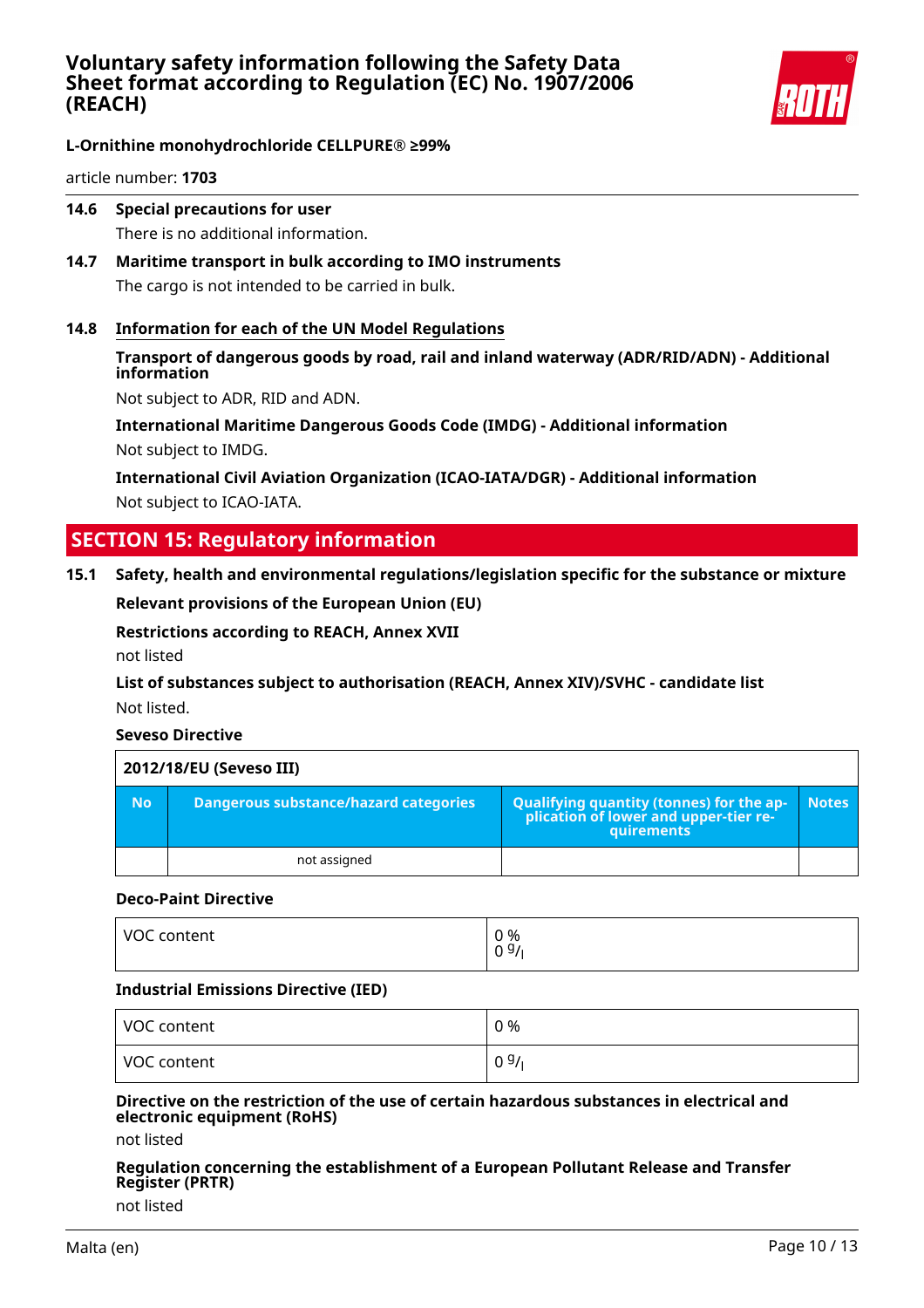**14.6 Special precautions for user**

There is no additional information.

**14.7 Maritime transport in bulk according to IMO instruments**

The cargo is not intended to be carried in bulk.

**14.8 Information for each of the UN Model Regulations**

**Transport of dangerous goods by road, rail and inland waterway (ADR/RID/ADN) - Additional information**

Not subject to ADR, RID and ADN.

**International Maritime Dangerous Goods Code (IMDG) - Additional information**

Not subject to IMDG.

**International Civil Aviation Organization (ICAO-IATA/DGR) - Additional information**

Not subject to ICAO-IATA.

## SECTION 15: Regulatory information

**15.1 Safety, health and environmental regulations/legislation specific for the substance or mixture**

**Relevant provisions of the European Union (EU)**

**Restrictions according to REACH, Annex XVII**

not listed

**List of substances subject to authorisation (REACH, Annex XIV)/SVHC - candidate list**

Not listed.

**Seveso Directive**

| 2012/18/EU (Seveso III) | | | |
|---|---|---|---|
| **No** | **Dangerous substance/hazard categories** | **Qualifying quantity (tonnes) for the application of lower and upper-tier requirements** | **Notes** |
| | not assigned | | |

**Deco-Paint Directive**

| | |
|---|---|
| VOC content | 0 %<br>0 g/l |

**Industrial Emissions Directive (IED)**

| | |
|---|---|
| VOC content | 0 % |
| VOC content | 0 g/l |

**Directive on the restriction of the use of certain hazardous substances in electrical and electronic equipment (RoHS)**

not listed

**Regulation concerning the establishment of a European Pollutant Release and Transfer Register (PRTR)**

not listed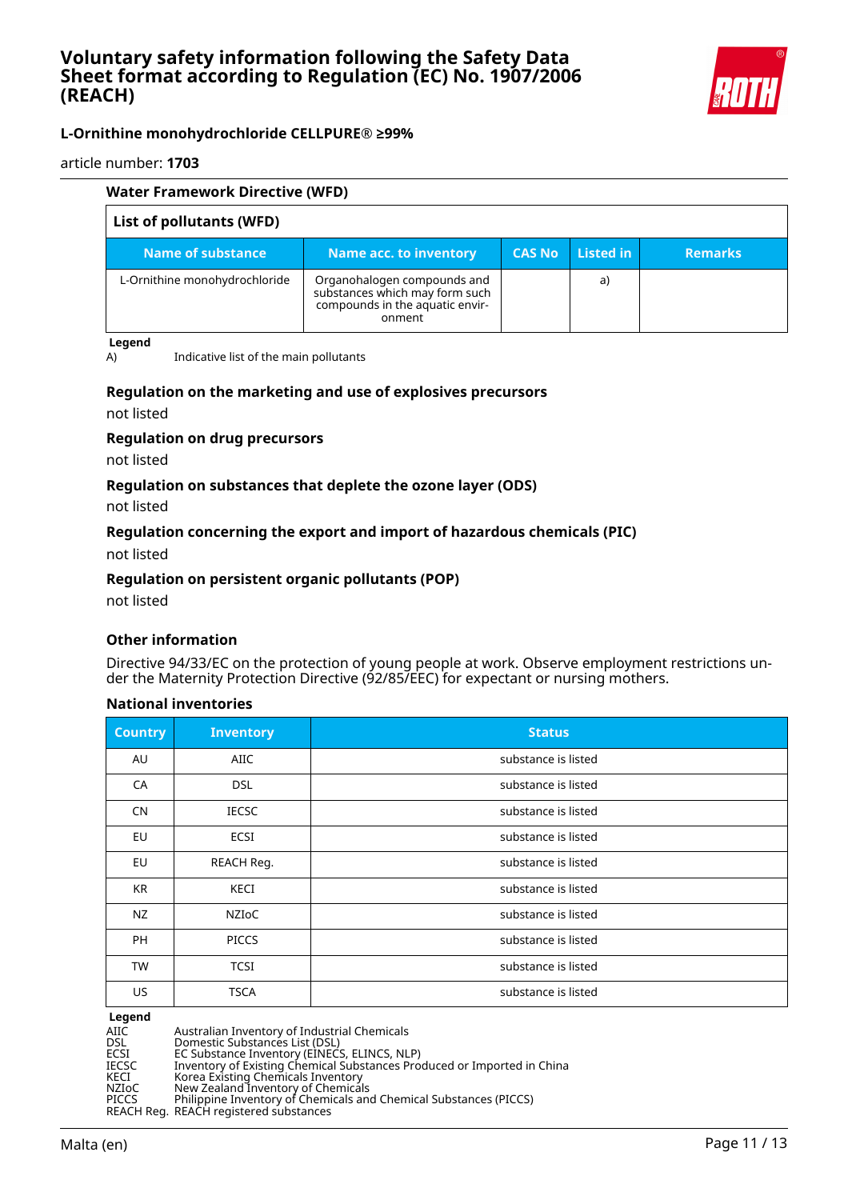#### Water Framework Directive (WFD)

| List of pollutants (WFD) | | | | |
|---|---|---|---|---|
| **Name of substance** | **Name acc. to inventory** | **CAS No** | **Listed in** | **Remarks** |
| L-Ornithine monohydrochloride | Organohalogen compounds and substances which may form such compounds in the aquatic environment | | a) | |

**Legend**
A) Indicative list of the main pollutants

#### Regulation on the marketing and use of explosives precursors

not listed

#### Regulation on drug precursors

not listed

#### Regulation on substances that deplete the ozone layer (ODS)

not listed

#### Regulation concerning the export and import of hazardous chemicals (PIC)

not listed

#### Regulation on persistent organic pollutants (POP)

not listed

#### Other information

Directive 94/33/EC on the protection of young people at work. Observe employment restrictions under the Maternity Protection Directive (92/85/EEC) for expectant or nursing mothers.

#### National inventories

| Country | Inventory | Status |
|---|---|---|
| AU | AIIC | substance is listed |
| CA | DSL | substance is listed |
| CN | IECSC | substance is listed |
| EU | ECSI | substance is listed |
| EU | REACH Reg. | substance is listed |
| KR | KECI | substance is listed |
| NZ | NZIoC | substance is listed |
| PH | PICCS | substance is listed |
| TW | TCSI | substance is listed |
| US | TSCA | substance is listed |

**Legend**
AIIC Australian Inventory of Industrial Chemicals
DSL Domestic Substances List (DSL)
ECSI EC Substance Inventory (EINECS, ELINCS, NLP)
IECSC Inventory of Existing Chemical Substances Produced or Imported in China
KECI Korea Existing Chemicals Inventory
NZIoC New Zealand Inventory of Chemicals
PICCS Philippine Inventory of Chemicals and Chemical Substances (PICCS)
REACH Reg. REACH registered substances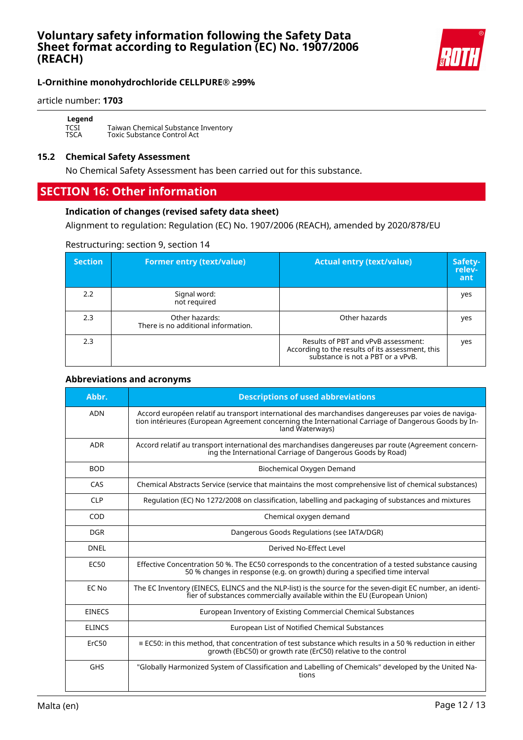**Legend**

TCSI Taiwan Chemical Substance Inventory
TSCA Toxic Substance Control Act

## 15.2 Chemical Safety Assessment

No Chemical Safety Assessment has been carried out for this substance.

# SECTION 16: Other information

### Indication of changes (revised safety data sheet)

Alignment to regulation: Regulation (EC) No. 1907/2006 (REACH), amended by 2020/878/EU

Restructuring: section 9, section 14

| Section | Former entry (text/value) | Actual entry (text/value) | Safety-relevant |
|---|---|---|---|
| 2.2 | Signal word: not required | | yes |
| 2.3 | Other hazards: There is no additional information. | Other hazards | yes |
| 2.3 | | Results of PBT and vPvB assessment: According to the results of its assessment, this substance is not a PBT or a vPvB. | yes |

### Abbreviations and acronyms

| Abbr. | Descriptions of used abbreviations |
|---|---|
| ADN | Accord européen relatif au transport international des marchandises dangereuses par voies de navigation intérieures (European Agreement concerning the International Carriage of Dangerous Goods by Inland Waterways) |
| ADR | Accord relatif au transport international des marchandises dangereuses par route (Agreement concerning the International Carriage of Dangerous Goods by Road) |
| BOD | Biochemical Oxygen Demand |
| CAS | Chemical Abstracts Service (service that maintains the most comprehensive list of chemical substances) |
| CLP | Regulation (EC) No 1272/2008 on classification, labelling and packaging of substances and mixtures |
| COD | Chemical oxygen demand |
| DGR | Dangerous Goods Regulations (see IATA/DGR) |
| DNEL | Derived No-Effect Level |
| EC50 | Effective Concentration 50 %. The EC50 corresponds to the concentration of a tested substance causing 50 % changes in response (e.g. on growth) during a specified time interval |
| EC No | The EC Inventory (EINECS, ELINCS and the NLP-list) is the source for the seven-digit EC number, an identifier of substances commercially available within the EU (European Union) |
| EINECS | European Inventory of Existing Commercial Chemical Substances |
| ELINCS | European List of Notified Chemical Substances |
| ErC50 | ≡ EC50: in this method, that concentration of test substance which results in a 50 % reduction in either growth (EbC50) or growth rate (ErC50) relative to the control |
| GHS | "Globally Harmonized System of Classification and Labelling of Chemicals" developed by the United Nations |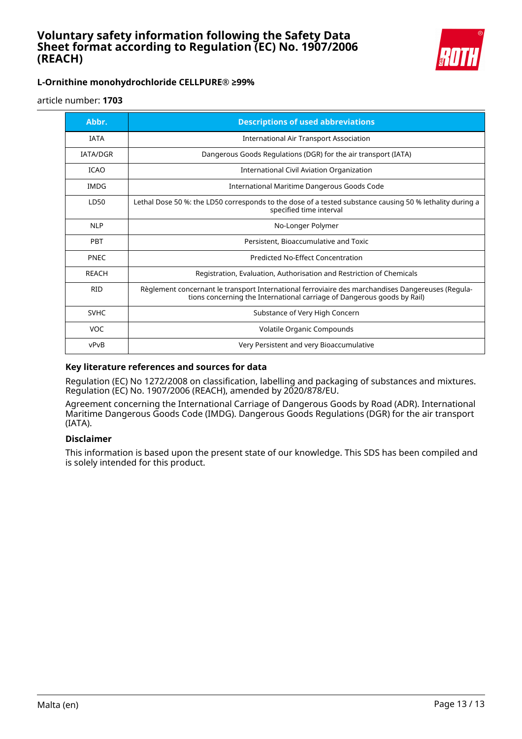| Abbr. | Descriptions of used abbreviations |
|---|---|
| IATA | International Air Transport Association |
| IATA/DGR | Dangerous Goods Regulations (DGR) for the air transport (IATA) |
| ICAO | International Civil Aviation Organization |
| IMDG | International Maritime Dangerous Goods Code |
| LD50 | Lethal Dose 50 %: the LD50 corresponds to the dose of a tested substance causing 50 % lethality during a specified time interval |
| NLP | No-Longer Polymer |
| PBT | Persistent, Bioaccumulative and Toxic |
| PNEC | Predicted No-Effect Concentration |
| REACH | Registration, Evaluation, Authorisation and Restriction of Chemicals |
| RID | Règlement concernant le transport International ferroviaire des marchandises Dangereuses (Regulations concerning the International carriage of Dangerous goods by Rail) |
| SVHC | Substance of Very High Concern |
| VOC | Volatile Organic Compounds |
| vPvB | Very Persistent and very Bioaccumulative |

### Key literature references and sources for data

Regulation (EC) No 1272/2008 on classification, labelling and packaging of substances and mixtures. Regulation (EC) No. 1907/2006 (REACH), amended by 2020/878/EU.

Agreement concerning the International Carriage of Dangerous Goods by Road (ADR). International Maritime Dangerous Goods Code (IMDG). Dangerous Goods Regulations (DGR) for the air transport (IATA).

### Disclaimer

This information is based upon the present state of our knowledge. This SDS has been compiled and is solely intended for this product.